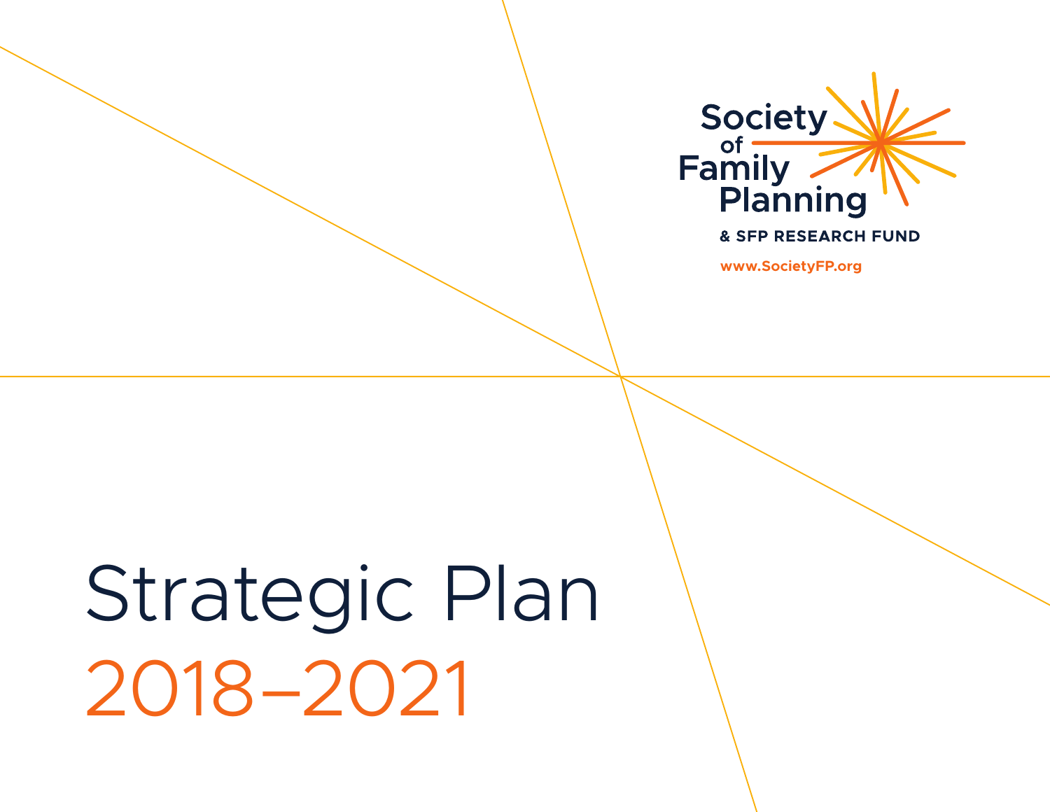Society of Family Planning

& SFP RESEARCH FUND

www.SocietyFP.org

# Strategic Plan 2018–2021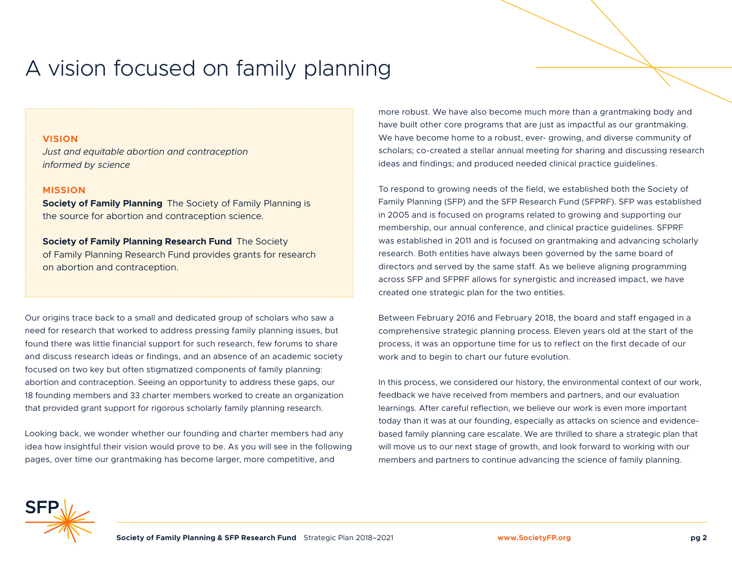# A vision focused on family planning

**VISION**

*Just and equitable abortion and contraception informed by science*

**MISSION**

**Society of Family Planning** The Society of Family Planning is the source for abortion and contraception science.

**Society of Family Planning Research Fund** The Society of Family Planning Research Fund provides grants for research on abortion and contraception.

Our origins trace back to a small and dedicated group of scholars who saw a need for research that worked to address pressing family planning issues, but found there was little financial support for such research, few forums to share and discuss research ideas or findings, and an absence of an academic society focused on two key but often stigmatized components of family planning: abortion and contraception. Seeing an opportunity to address these gaps, our 18 founding members and 33 charter members worked to create an organization that provided grant support for rigorous scholarly family planning research.

Looking back, we wonder whether our founding and charter members had any idea how insightful their vision would prove to be. As you will see in the following pages, over time our grantmaking has become larger, more competitive, and more robust. We have also become much more than a grantmaking body and have built other core programs that are just as impactful as our grantmaking. We have become home to a robust, ever- growing, and diverse community of scholars; co-created a stellar annual meeting for sharing and discussing research ideas and findings; and produced needed clinical practice guidelines.

To respond to growing needs of the field, we established both the Society of Family Planning (SFP) and the SFP Research Fund (SFPRF). SFP was established in 2005 and is focused on programs related to growing and supporting our membership, our annual conference, and clinical practice guidelines. SFPRF was established in 2011 and is focused on grantmaking and advancing scholarly research. Both entities have always been governed by the same board of directors and served by the same staff. As we believe aligning programming across SFP and SFPRF allows for synergistic and increased impact, we have created one strategic plan for the two entities.

Between February 2016 and February 2018, the board and staff engaged in a comprehensive strategic planning process. Eleven years old at the start of the process, it was an opportune time for us to reflect on the first decade of our work and to begin to chart our future evolution.

In this process, we considered our history, the environmental context of our work, feedback we have received from members and partners, and our evaluation learnings. After careful reflection, we believe our work is even more important today than it was at our founding, especially as attacks on science and evidence-based family planning care escalate. We are thrilled to share a strategic plan that will move us to our next stage of growth, and look forward to working with our members and partners to continue advancing the science of family planning.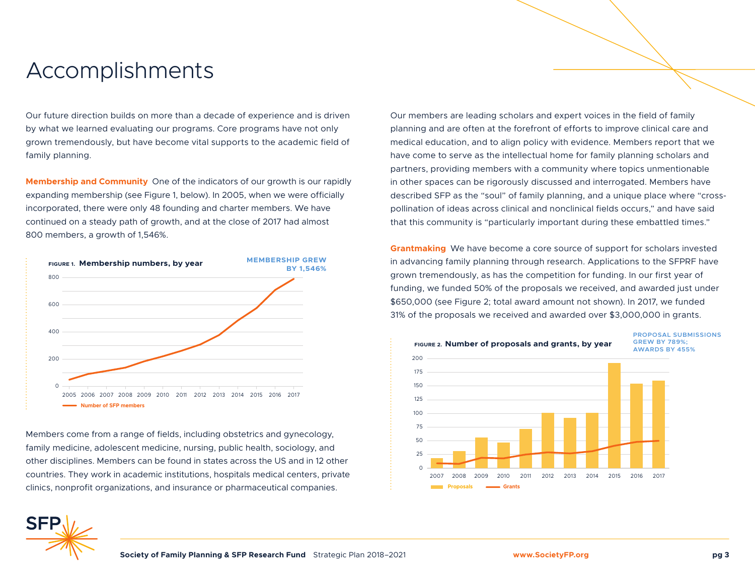# Accomplishments

Our future direction builds on more than a decade of experience and is driven by what we learned evaluating our programs. Core programs have not only grown tremendously, but have become vital supports to the academic field of family planning.

**Membership and Community** One of the indicators of our growth is our rapidly expanding membership (see Figure 1, below). In 2005, when we were officially incorporated, there were only 48 founding and charter members. We have continued on a steady path of growth, and at the close of 2017 had almost 800 members, a growth of 1,546%.

FIGURE 1. **Membership numbers, by year**

MEMBERSHIP GREW BY 1,546%

Members come from a range of fields, including obstetrics and gynecology, family medicine, adolescent medicine, nursing, public health, sociology, and other disciplines. Members can be found in states across the US and in 12 other countries. They work in academic institutions, hospitals medical centers, private clinics, nonprofit organizations, and insurance or pharmaceutical companies.

Our members are leading scholars and expert voices in the field of family planning and are often at the forefront of efforts to improve clinical care and medical education, and to align policy with evidence. Members report that we have come to serve as the intellectual home for family planning scholars and partners, providing members with a community where topics unmentionable in other spaces can be rigorously discussed and interrogated. Members have described SFP as the "soul" of family planning, and a unique place where "cross-pollination of ideas across clinical and nonclinical fields occurs," and have said that this community is "particularly important during these embattled times."

**Grantmaking** We have become a core source of support for scholars invested in advancing family planning through research. Applications to the SFPRF have grown tremendously, as has the competition for funding. In our first year of funding, we funded 50% of the proposals we received, and awarded just under $650,000 (see Figure 2; total award amount not shown). In 2017, we funded 31% of the proposals we received and awarded over $3,000,000 in grants.

FIGURE 2. **Number of proposals and grants, by year**

PROPOSAL SUBMISSIONS GREW BY 789%; AWARDS BY 455%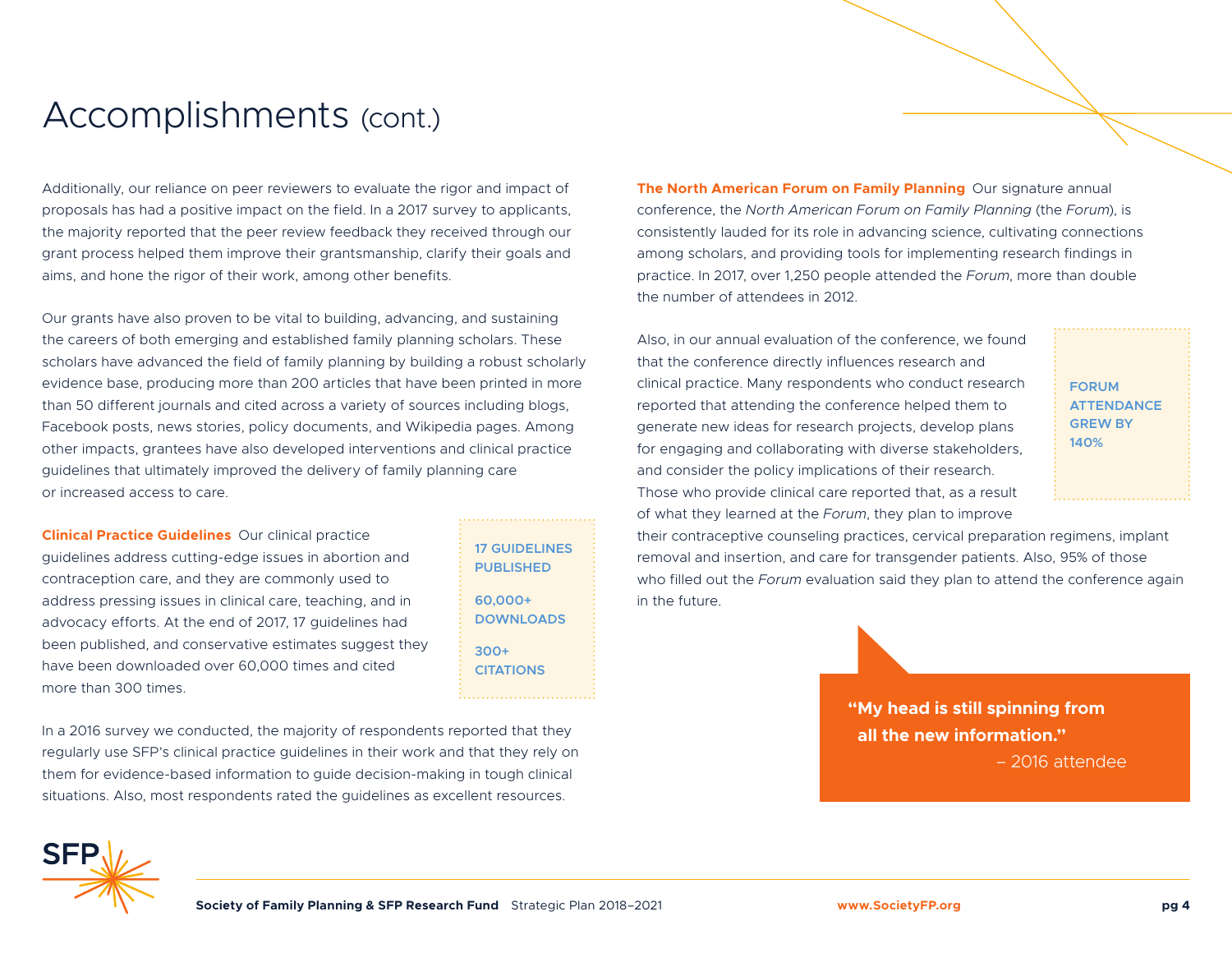# Accomplishments (cont.)

Additionally, our reliance on peer reviewers to evaluate the rigor and impact of proposals has had a positive impact on the field. In a 2017 survey to applicants, the majority reported that the peer review feedback they received through our grant process helped them improve their grantsmanship, clarify their goals and aims, and hone the rigor of their work, among other benefits.

Our grants have also proven to be vital to building, advancing, and sustaining the careers of both emerging and established family planning scholars. These scholars have advanced the field of family planning by building a robust scholarly evidence base, producing more than 200 articles that have been printed in more than 50 different journals and cited across a variety of sources including blogs, Facebook posts, news stories, policy documents, and Wikipedia pages. Among other impacts, grantees have also developed interventions and clinical practice guidelines that ultimately improved the delivery of family planning care or increased access to care.

**Clinical Practice Guidelines** Our clinical practice guidelines address cutting-edge issues in abortion and contraception care, and they are commonly used to address pressing issues in clinical care, teaching, and in advocacy efforts. At the end of 2017, 17 guidelines had been published, and conservative estimates suggest they have been downloaded over 60,000 times and cited more than 300 times.

**17 GUIDELINES PUBLISHED**

**60,000+ DOWNLOADS**

**300+ CITATIONS**

In a 2016 survey we conducted, the majority of respondents reported that they regularly use SFP's clinical practice guidelines in their work and that they rely on them for evidence-based information to guide decision-making in tough clinical situations. Also, most respondents rated the guidelines as excellent resources.

**The North American Forum on Family Planning** Our signature annual conference, the *North American Forum on Family Planning* (the *Forum*), is consistently lauded for its role in advancing science, cultivating connections among scholars, and providing tools for implementing research findings in practice. In 2017, over 1,250 people attended the *Forum*, more than double the number of attendees in 2012.

Also, in our annual evaluation of the conference, we found that the conference directly influences research and clinical practice. Many respondents who conduct research reported that attending the conference helped them to generate new ideas for research projects, develop plans for engaging and collaborating with diverse stakeholders, and consider the policy implications of their research. Those who provide clinical care reported that, as a result of what they learned at the *Forum*, they plan to improve their contraceptive counseling practices, cervical preparation regimens, implant removal and insertion, and care for transgender patients. Also, 95% of those who filled out the *Forum* evaluation said they plan to attend the conference again in the future.

**FORUM ATTENDANCE GREW BY 140%**

> **"My head is still spinning from all the new information."**
> – 2016 attendee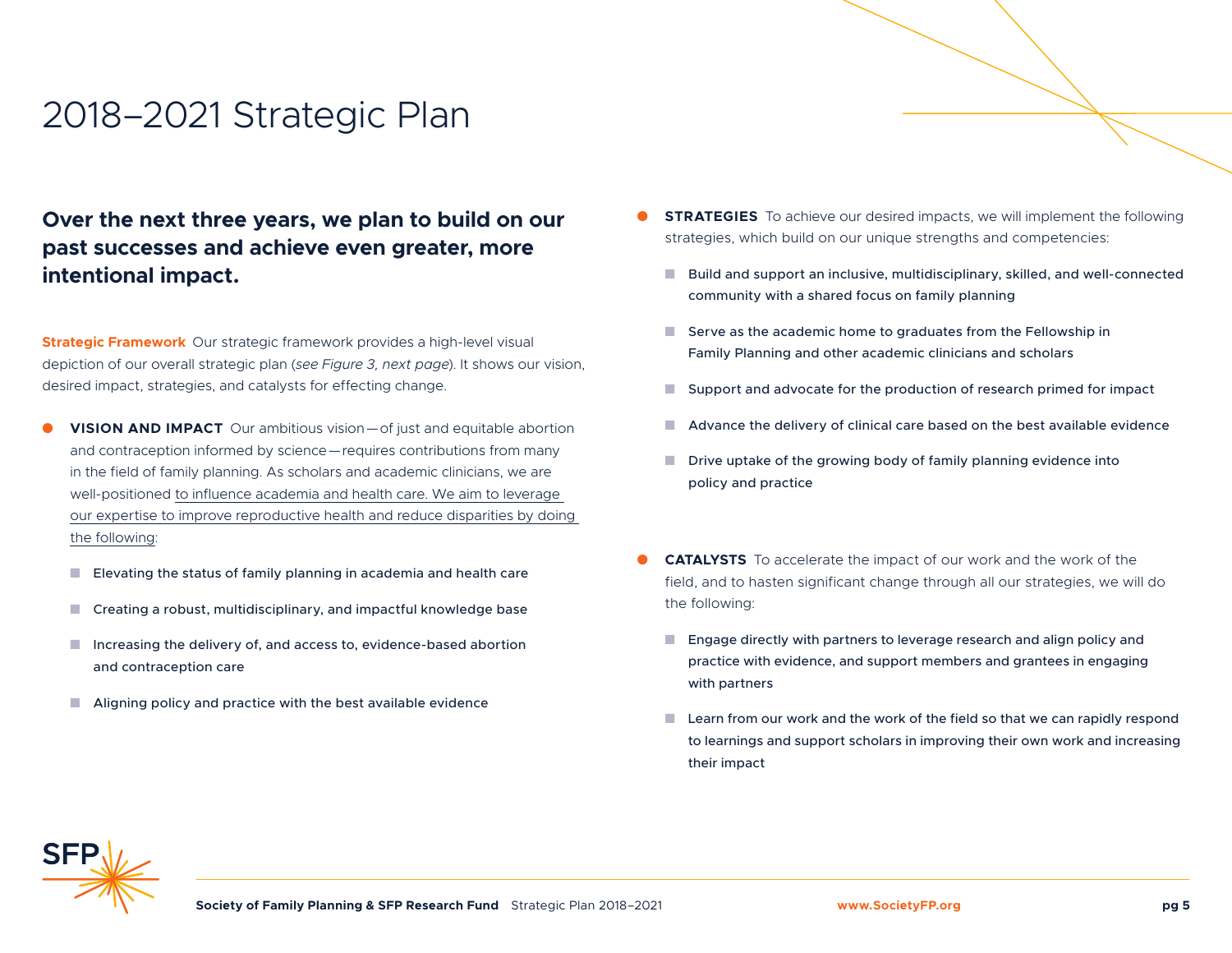# 2018–2021 Strategic Plan

**Over the next three years, we plan to build on our past successes and achieve even greater, more intentional impact.**

**Strategic Framework** Our strategic framework provides a high-level visual depiction of our overall strategic plan (*see Figure 3, next page*). It shows our vision, desired impact, strategies, and catalysts for effecting change.

- **VISION AND IMPACT** Our ambitious vision — of just and equitable abortion and contraception informed by science — requires contributions from many in the field of family planning. As scholars and academic clinicians, we are well-positioned to influence academia and health care. We aim to leverage our expertise to improve reproductive health and reduce disparities by doing the following:
  - Elevating the status of family planning in academia and health care
  - Creating a robust, multidisciplinary, and impactful knowledge base
  - Increasing the delivery of, and access to, evidence-based abortion and contraception care
  - Aligning policy and practice with the best available evidence

- **STRATEGIES** To achieve our desired impacts, we will implement the following strategies, which build on our unique strengths and competencies:
  - Build and support an inclusive, multidisciplinary, skilled, and well-connected community with a shared focus on family planning
  - Serve as the academic home to graduates from the Fellowship in Family Planning and other academic clinicians and scholars
  - Support and advocate for the production of research primed for impact
  - Advance the delivery of clinical care based on the best available evidence
  - Drive uptake of the growing body of family planning evidence into policy and practice

- **CATALYSTS** To accelerate the impact of our work and the work of the field, and to hasten significant change through all our strategies, we will do the following:
  - Engage directly with partners to leverage research and align policy and practice with evidence, and support members and grantees in engaging with partners
  - Learn from our work and the work of the field so that we can rapidly respond to learnings and support scholars in improving their own work and increasing their impact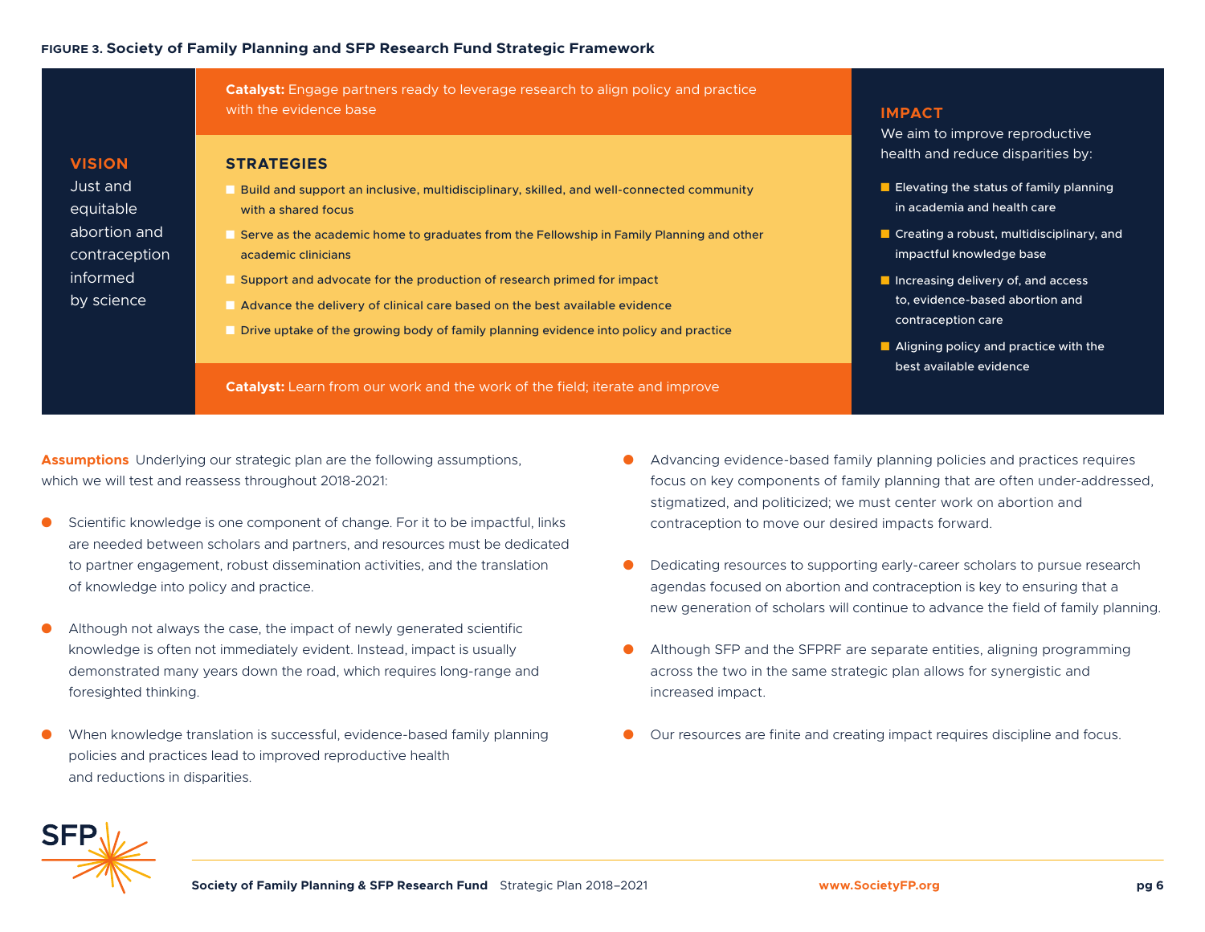**FIGURE 3. Society of Family Planning and SFP Research Fund Strategic Framework**

**VISION**

Just and equitable abortion and contraception informed by science

**Catalyst:** Engage partners ready to leverage research to align policy and practice with the evidence base

**STRATEGIES**

- Build and support an inclusive, multidisciplinary, skilled, and well-connected community with a shared focus
- Serve as the academic home to graduates from the Fellowship in Family Planning and other academic clinicians
- Support and advocate for the production of research primed for impact
- Advance the delivery of clinical care based on the best available evidence
- Drive uptake of the growing body of family planning evidence into policy and practice

**Catalyst:** Learn from our work and the work of the field; iterate and improve

**IMPACT**

We aim to improve reproductive health and reduce disparities by:

- Elevating the status of family planning in academia and health care
- Creating a robust, multidisciplinary, and impactful knowledge base
- Increasing delivery of, and access to, evidence-based abortion and contraception care
- Aligning policy and practice with the best available evidence

**Assumptions** Underlying our strategic plan are the following assumptions, which we will test and reassess throughout 2018-2021:

- Scientific knowledge is one component of change. For it to be impactful, links are needed between scholars and partners, and resources must be dedicated to partner engagement, robust dissemination activities, and the translation of knowledge into policy and practice.
- Although not always the case, the impact of newly generated scientific knowledge is often not immediately evident. Instead, impact is usually demonstrated many years down the road, which requires long-range and foresighted thinking.
- When knowledge translation is successful, evidence-based family planning policies and practices lead to improved reproductive health and reductions in disparities.
- Advancing evidence-based family planning policies and practices requires focus on key components of family planning that are often under-addressed, stigmatized, and politicized; we must center work on abortion and contraception to move our desired impacts forward.
- Dedicating resources to supporting early-career scholars to pursue research agendas focused on abortion and contraception is key to ensuring that a new generation of scholars will continue to advance the field of family planning.
- Although SFP and the SFPRF are separate entities, aligning programming across the two in the same strategic plan allows for synergistic and increased impact.
- Our resources are finite and creating impact requires discipline and focus.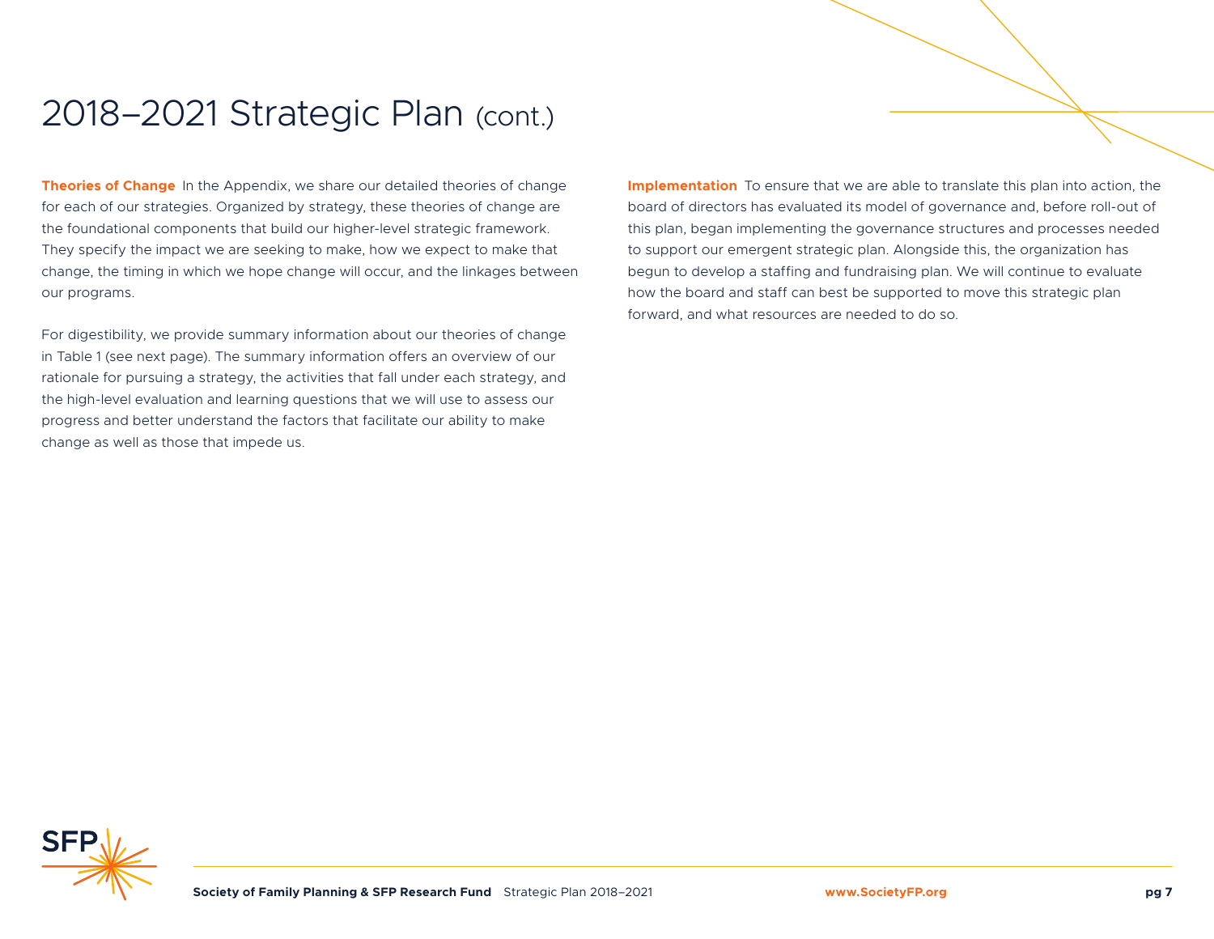# 2018–2021 Strategic Plan (cont.)

**Theories of Change** In the Appendix, we share our detailed theories of change for each of our strategies. Organized by strategy, these theories of change are the foundational components that build our higher-level strategic framework. They specify the impact we are seeking to make, how we expect to make that change, the timing in which we hope change will occur, and the linkages between our programs.

For digestibility, we provide summary information about our theories of change in Table 1 (see next page). The summary information offers an overview of our rationale for pursuing a strategy, the activities that fall under each strategy, and the high-level evaluation and learning questions that we will use to assess our progress and better understand the factors that facilitate our ability to make change as well as those that impede us.

**Implementation** To ensure that we are able to translate this plan into action, the board of directors has evaluated its model of governance and, before roll-out of this plan, began implementing the governance structures and processes needed to support our emergent strategic plan. Alongside this, the organization has begun to develop a staffing and fundraising plan. We will continue to evaluate how the board and staff can best be supported to move this strategic plan forward, and what resources are needed to do so.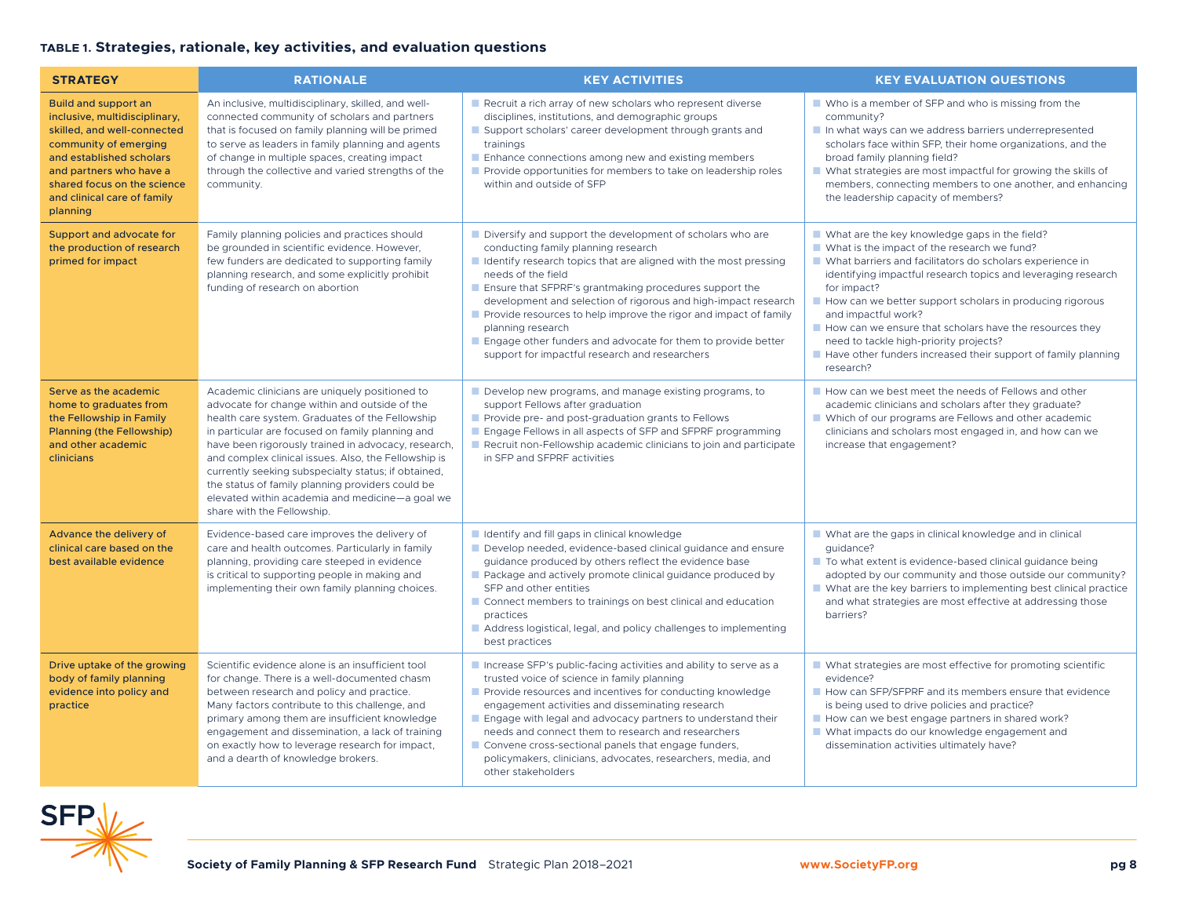**TABLE 1. Strategies, rationale, key activities, and evaluation questions**

| STRATEGY | RATIONALE | KEY ACTIVITIES | KEY EVALUATION QUESTIONS |
|---|---|---|---|
| **Build and support an inclusive, multidisciplinary, skilled, and well-connected community of emerging and established scholars and partners who have a shared focus on the science and clinical care of family planning** | An inclusive, multidisciplinary, skilled, and well-connected community of scholars and partners that is focused on family planning will be primed to serve as leaders in family planning and agents of change in multiple spaces, creating impact through the collective and varied strengths of the community. | ■ Recruit a rich array of new scholars who represent diverse disciplines, institutions, and demographic groups<br>■ Support scholars' career development through grants and trainings<br>■ Enhance connections among new and existing members<br>■ Provide opportunities for members to take on leadership roles within and outside of SFP | ■ Who is a member of SFP and who is missing from the community?<br>■ In what ways can we address barriers underrepresented scholars face within SFP, their home organizations, and the broad family planning field?<br>■ What strategies are most impactful for growing the skills of members, connecting members to one another, and enhancing the leadership capacity of members? |
| **Support and advocate for the production of research primed for impact** | Family planning policies and practices should be grounded in scientific evidence. However, few funders are dedicated to supporting family planning research, and some explicitly prohibit funding of research on abortion | ■ Diversify and support the development of scholars who are conducting family planning research<br>■ Identify research topics that are aligned with the most pressing needs of the field<br>■ Ensure that SFPRF's grantmaking procedures support the development and selection of rigorous and high-impact research<br>■ Provide resources to help improve the rigor and impact of family planning research<br>■ Engage other funders and advocate for them to provide better support for impactful research and researchers | ■ What are the key knowledge gaps in the field?<br>■ What is the impact of the research we fund?<br>■ What barriers and facilitators do scholars experience in identifying impactful research topics and leveraging research for impact?<br>■ How can we better support scholars in producing rigorous and impactful work?<br>■ How can we ensure that scholars have the resources they need to tackle high-priority projects?<br>■ Have other funders increased their support of family planning research? |
| **Serve as the academic home to graduates from the Fellowship in Family Planning (the Fellowship) and other academic clinicians** | Academic clinicians are uniquely positioned to advocate for change within and outside of the health care system. Graduates of the Fellowship in particular are focused on family planning and have been rigorously trained in advocacy, research, and complex clinical issues. Also, the Fellowship is currently seeking subspecialty status; if obtained, the status of family planning providers could be elevated within academia and medicine—a goal we share with the Fellowship. | ■ Develop new programs, and manage existing programs, to support Fellows after graduation<br>■ Provide pre- and post-graduation grants to Fellows<br>■ Engage Fellows in all aspects of SFP and SFPRF programming<br>■ Recruit non-Fellowship academic clinicians to join and participate in SFP and SFPRF activities | ■ How can we best meet the needs of Fellows and other academic clinicians and scholars after they graduate?<br>■ Which of our programs are Fellows and other academic clinicians and scholars most engaged in, and how can we increase that engagement? |
| **Advance the delivery of clinical care based on the best available evidence** | Evidence-based care improves the delivery of care and health outcomes. Particularly in family planning, providing care steeped in evidence is critical to supporting people in making and implementing their own family planning choices. | ■ Identify and fill gaps in clinical knowledge<br>■ Develop needed, evidence-based clinical guidance and ensure guidance produced by others reflect the evidence base<br>■ Package and actively promote clinical guidance produced by SFP and other entities<br>■ Connect members to trainings on best clinical and education practices<br>■ Address logistical, legal, and policy challenges to implementing best practices | ■ What are the gaps in clinical knowledge and in clinical guidance?<br>■ To what extent is evidence-based clinical guidance being adopted by our community and those outside our community?<br>■ What are the key barriers to implementing best clinical practice and what strategies are most effective at addressing those barriers? |
| **Drive uptake of the growing body of family planning evidence into policy and practice** | Scientific evidence alone is an insufficient tool for change. There is a well-documented chasm between research and policy and practice. Many factors contribute to this challenge, and primary among them are insufficient knowledge engagement and dissemination, a lack of training on exactly how to leverage research for impact, and a dearth of knowledge brokers. | ■ Increase SFP's public-facing activities and ability to serve as a trusted voice of science in family planning<br>■ Provide resources and incentives for conducting knowledge engagement activities and disseminating research<br>■ Engage with legal and advocacy partners to understand their needs and connect them to research and researchers<br>■ Convene cross-sectional panels that engage funders, policymakers, clinicians, advocates, researchers, media, and other stakeholders | ■ What strategies are most effective for promoting scientific evidence?<br>■ How can SFP/SFPRF and its members ensure that evidence is being used to drive policies and practice?<br>■ How can we best engage partners in shared work?<br>■ What impacts do our knowledge engagement and dissemination activities ultimately have? |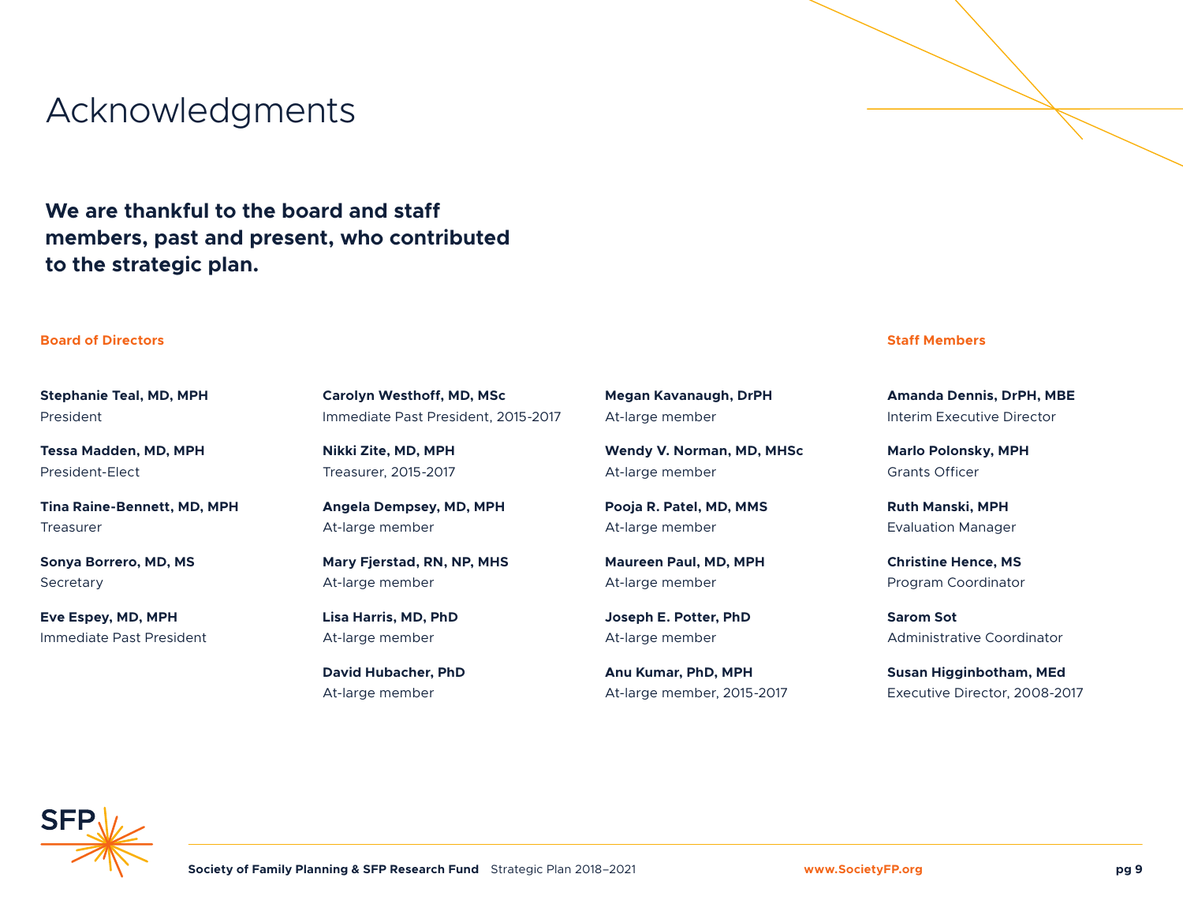# Acknowledgments

**We are thankful to the board and staff members, past and present, who contributed to the strategic plan.**

## Board of Directors

**Stephanie Teal, MD, MPH**
President

**Tessa Madden, MD, MPH**
President-Elect

**Tina Raine-Bennett, MD, MPH**
Treasurer

**Sonya Borrero, MD, MS**
Secretary

**Eve Espey, MD, MPH**
Immediate Past President

**Carolyn Westhoff, MD, MSc**
Immediate Past President, 2015-2017

**Nikki Zite, MD, MPH**
Treasurer, 2015-2017

**Angela Dempsey, MD, MPH**
At-large member

**Mary Fjerstad, RN, NP, MHS**
At-large member

**Lisa Harris, MD, PhD**
At-large member

**David Hubacher, PhD**
At-large member

**Megan Kavanaugh, DrPH**
At-large member

**Wendy V. Norman, MD, MHSc**
At-large member

**Pooja R. Patel, MD, MMS**
At-large member

**Maureen Paul, MD, MPH**
At-large member

**Joseph E. Potter, PhD**
At-large member

**Anu Kumar, PhD, MPH**
At-large member, 2015-2017

## Staff Members

**Amanda Dennis, DrPH, MBE**
Interim Executive Director

**Marlo Polonsky, MPH**
Grants Officer

**Ruth Manski, MPH**
Evaluation Manager

**Christine Hence, MS**
Program Coordinator

**Sarom Sot**
Administrative Coordinator

**Susan Higginbotham, MEd**
Executive Director, 2008-2017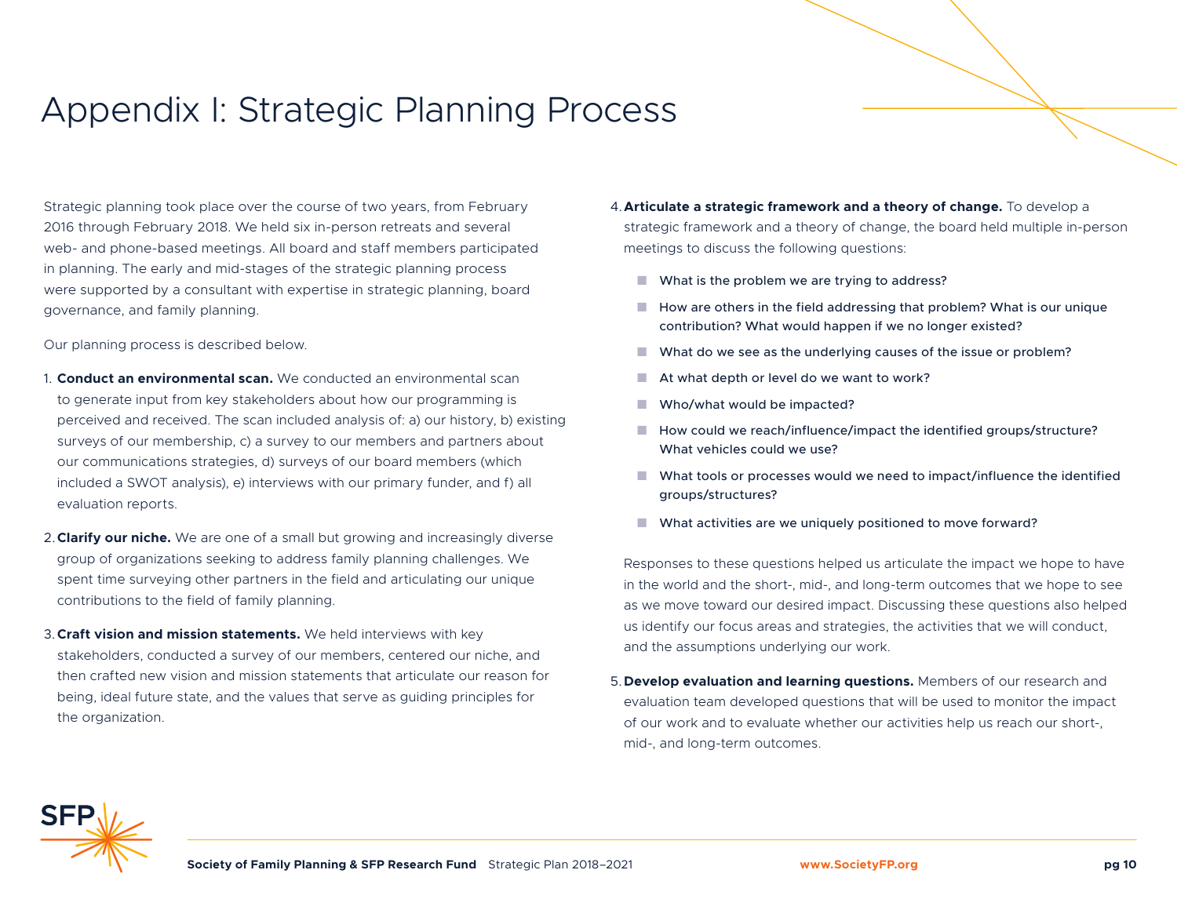# Appendix I: Strategic Planning Process

Strategic planning took place over the course of two years, from February 2016 through February 2018. We held six in-person retreats and several web- and phone-based meetings. All board and staff members participated in planning. The early and mid-stages of the strategic planning process were supported by a consultant with expertise in strategic planning, board governance, and family planning.

Our planning process is described below.

1. **Conduct an environmental scan.** We conducted an environmental scan to generate input from key stakeholders about how our programming is perceived and received. The scan included analysis of: a) our history, b) existing surveys of our membership, c) a survey to our members and partners about our communications strategies, d) surveys of our board members (which included a SWOT analysis), e) interviews with our primary funder, and f) all evaluation reports.

2. **Clarify our niche.** We are one of a small but growing and increasingly diverse group of organizations seeking to address family planning challenges. We spent time surveying other partners in the field and articulating our unique contributions to the field of family planning.

3. **Craft vision and mission statements.** We held interviews with key stakeholders, conducted a survey of our members, centered our niche, and then crafted new vision and mission statements that articulate our reason for being, ideal future state, and the values that serve as guiding principles for the organization.

4. **Articulate a strategic framework and a theory of change.** To develop a strategic framework and a theory of change, the board held multiple in-person meetings to discuss the following questions:

   - What is the problem we are trying to address?
   - How are others in the field addressing that problem? What is our unique contribution? What would happen if we no longer existed?
   - What do we see as the underlying causes of the issue or problem?
   - At what depth or level do we want to work?
   - Who/what would be impacted?
   - How could we reach/influence/impact the identified groups/structure? What vehicles could we use?
   - What tools or processes would we need to impact/influence the identified groups/structures?
   - What activities are we uniquely positioned to move forward?

   Responses to these questions helped us articulate the impact we hope to have in the world and the short-, mid-, and long-term outcomes that we hope to see as we move toward our desired impact. Discussing these questions also helped us identify our focus areas and strategies, the activities that we will conduct, and the assumptions underlying our work.

5. **Develop evaluation and learning questions.** Members of our research and evaluation team developed questions that will be used to monitor the impact of our work and to evaluate whether our activities help us reach our short-, mid-, and long-term outcomes.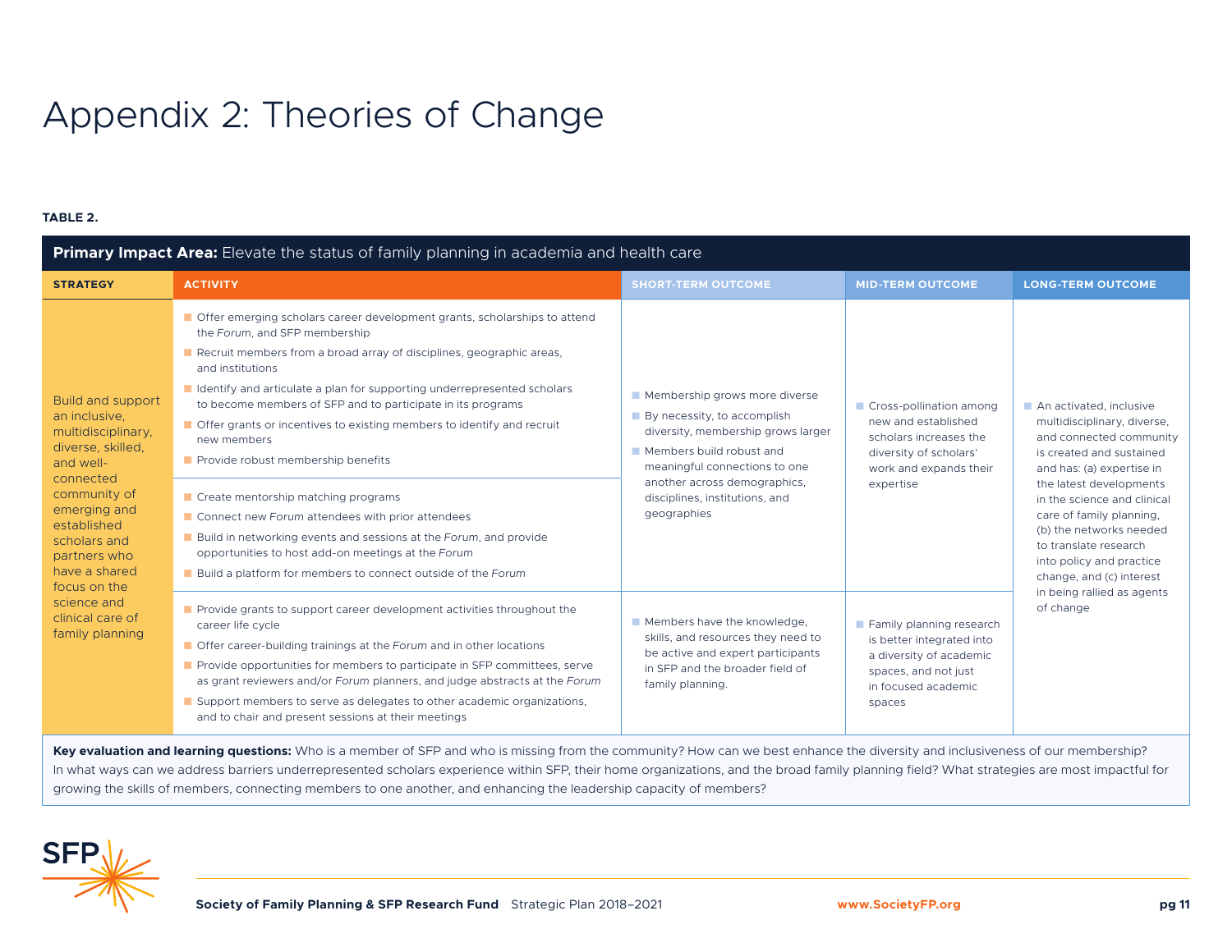# Appendix 2: Theories of Change

**TABLE 2.**

**Primary Impact Area:** Elevate the status of family planning in academia and health care

| STRATEGY | ACTIVITY | SHORT-TERM OUTCOME | MID-TERM OUTCOME | LONG-TERM OUTCOME |
|---|---|---|---|---|
| Build and support an inclusive, multidisciplinary, diverse, skilled, and well-connected community of emerging and established scholars and partners who have a shared focus on the science and clinical care of family planning | • Offer emerging scholars career development grants, scholarships to attend the *Forum*, and SFP membership<br>• Recruit members from a broad array of disciplines, geographic areas, and institutions<br>• Identify and articulate a plan for supporting underrepresented scholars to become members of SFP and to participate in its programs<br>• Offer grants or incentives to existing members to identify and recruit new members<br>• Provide robust membership benefits | • Membership grows more diverse<br>• By necessity, to accomplish diversity, membership grows larger<br>• Members build robust and meaningful connections to one another across demographics, disciplines, institutions, and geographies | • Cross-pollination among new and established scholars increases the diversity of scholars' work and expands their expertise | • An activated, inclusive multidisciplinary, diverse, and connected community is created and sustained and has: (a) expertise in the latest developments in the science and clinical care of family planning, (b) the networks needed to translate research into policy and practice change, and (c) interest in being rallied as agents of change |
| | • Create mentorship matching programs<br>• Connect new *Forum* attendees with prior attendees<br>• Build in networking events and sessions at the *Forum*, and provide opportunities to host add-on meetings at the *Forum*<br>• Build a platform for members to connect outside of the *Forum* | | | |
| | • Provide grants to support career development activities throughout the career life cycle<br>• Offer career-building trainings at the *Forum* and in other locations<br>• Provide opportunities for members to participate in SFP committees, serve as grant reviewers and/or *Forum* planners, and judge abstracts at the *Forum*<br>• Support members to serve as delegates to other academic organizations, and to chair and present sessions at their meetings | • Members have the knowledge, skills, and resources they need to be active and expert participants in SFP and the broader field of family planning. | • Family planning research is better integrated into a diversity of academic spaces, and not just in focused academic spaces | |

**Key evaluation and learning questions:** Who is a member of SFP and who is missing from the community? How can we best enhance the diversity and inclusiveness of our membership? In what ways can we address barriers underrepresented scholars experience within SFP, their home organizations, and the broad family planning field? What strategies are most impactful for growing the skills of members, connecting members to one another, and enhancing the leadership capacity of members?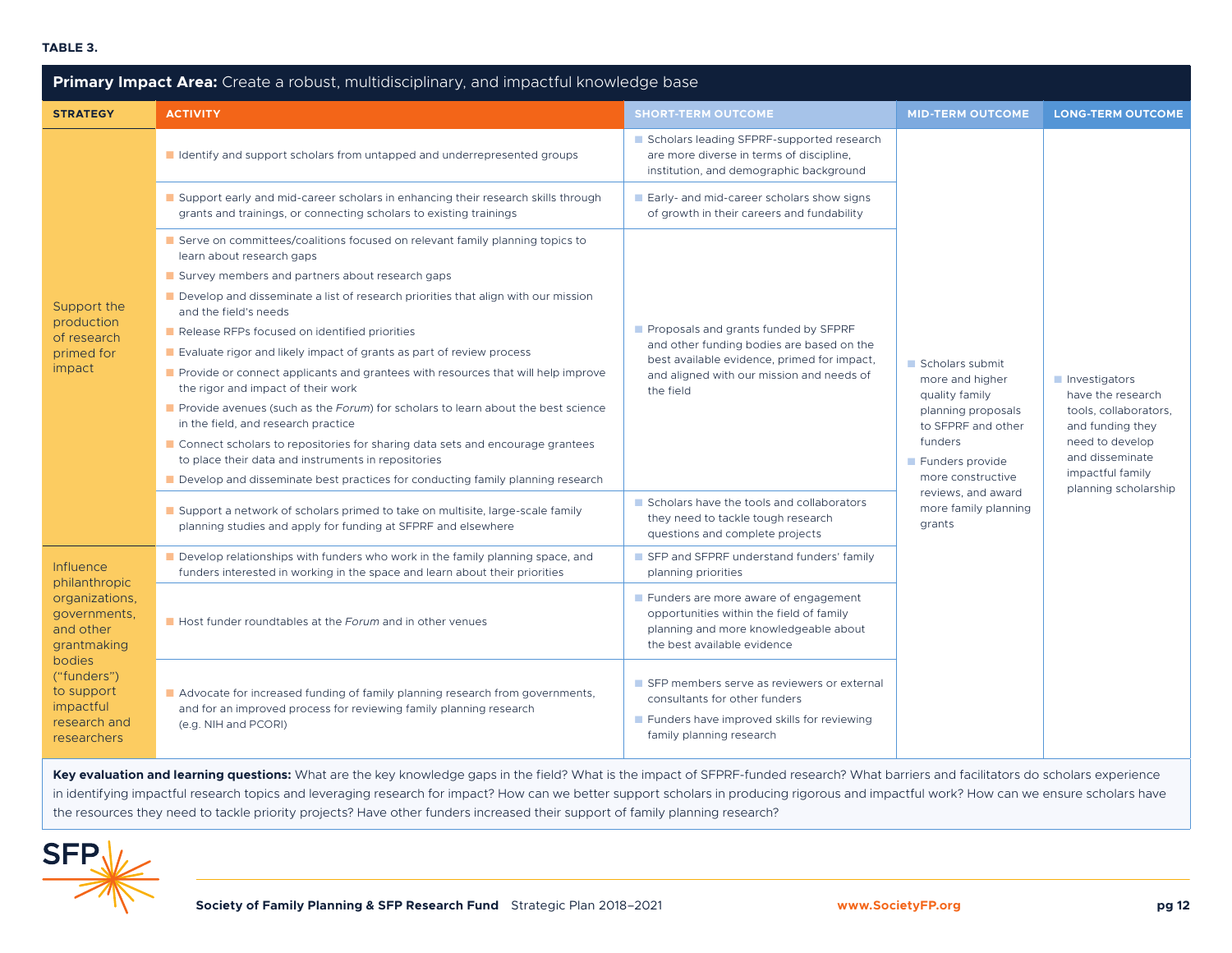**TABLE 3.**

**Primary Impact Area:** Create a robust, multidisciplinary, and impactful knowledge base

| STRATEGY | ACTIVITY | SHORT-TERM OUTCOME | MID-TERM OUTCOME | LONG-TERM OUTCOME |
|---|---|---|---|---|
| Support the production of research primed for impact | Identify and support scholars from untapped and underrepresented groups | Scholars leading SFPRF-supported research are more diverse in terms of discipline, institution, and demographic background | Scholars submit more and higher quality family planning proposals to SFPRF and other funders<br>Funders provide more constructive reviews, and award more family planning grants | Investigators have the research tools, collaborators, and funding they need to develop and disseminate impactful family planning scholarship |
| | Support early and mid-career scholars in enhancing their research skills through grants and trainings, or connecting scholars to existing trainings | Early- and mid-career scholars show signs of growth in their careers and fundability | | |
| | Serve on committees/coalitions focused on relevant family planning topics to learn about research gaps<br>Survey members and partners about research gaps<br>Develop and disseminate a list of research priorities that align with our mission and the field's needs<br>Release RFPs focused on identified priorities<br>Evaluate rigor and likely impact of grants as part of review process<br>Provide or connect applicants and grantees with resources that will help improve the rigor and impact of their work<br>Provide avenues (such as the *Forum*) for scholars to learn about the best science in the field, and research practice<br>Connect scholars to repositories for sharing data sets and encourage grantees to place their data and instruments in repositories<br>Develop and disseminate best practices for conducting family planning research | Proposals and grants funded by SFPRF and other funding bodies are based on the best available evidence, primed for impact, and aligned with our mission and needs of the field | | |
| | Support a network of scholars primed to take on multisite, large-scale family planning studies and apply for funding at SFPRF and elsewhere | Scholars have the tools and collaborators they need to tackle tough research questions and complete projects | | |
| Influence philanthropic organizations, governments, and other grantmaking bodies ("funders") to support impactful research and researchers | Develop relationships with funders who work in the family planning space, and funders interested in working in the space and learn about their priorities | SFP and SFPRF understand funders' family planning priorities | | |
| | Host funder roundtables at the *Forum* and in other venues | Funders are more aware of engagement opportunities within the field of family planning and more knowledgeable about the best available evidence | | |
| | Advocate for increased funding of family planning research from governments, and for an improved process for reviewing family planning research (e.g. NIH and PCORI) | SFP members serve as reviewers or external consultants for other funders<br>Funders have improved skills for reviewing family planning research | | |

**Key evaluation and learning questions:** What are the key knowledge gaps in the field? What is the impact of SFPRF-funded research? What barriers and facilitators do scholars experience in identifying impactful research topics and leveraging research for impact? How can we better support scholars in producing rigorous and impactful work? How can we ensure scholars have the resources they need to tackle priority projects? Have other funders increased their support of family planning research?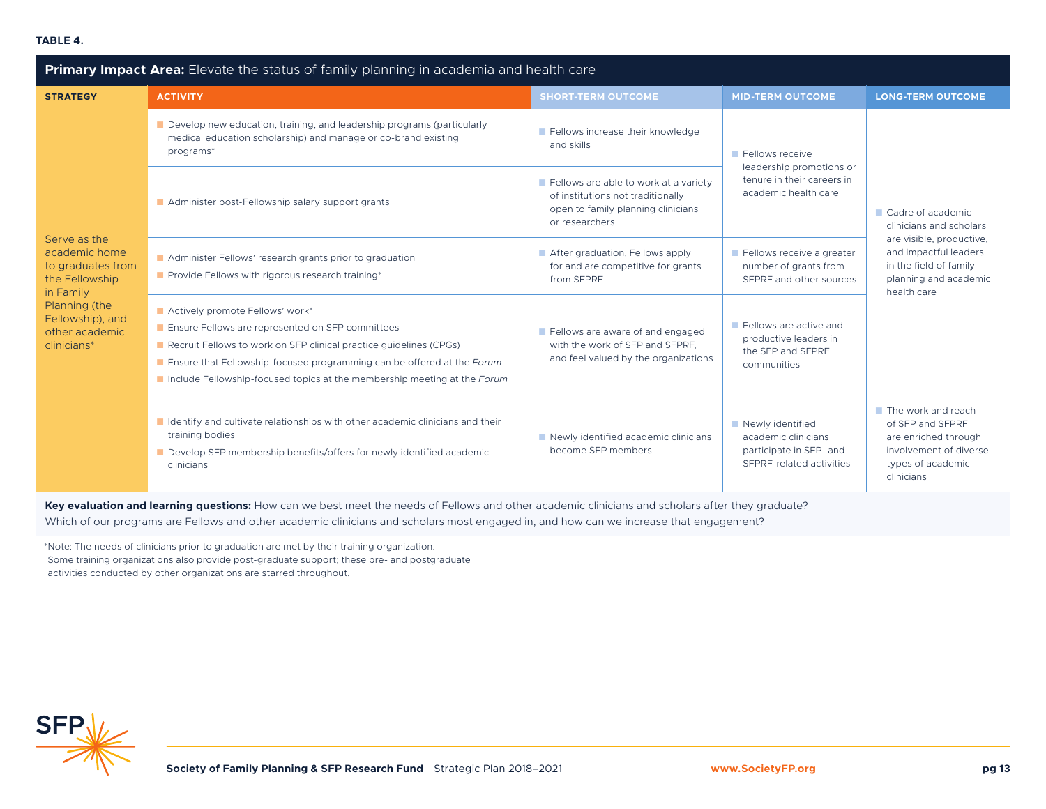**TABLE 4.**

**Primary Impact Area:** Elevate the status of family planning in academia and health care

| STRATEGY | ACTIVITY | SHORT-TERM OUTCOME | MID-TERM OUTCOME | LONG-TERM OUTCOME |
|---|---|---|---|---|
| Serve as the academic home to graduates from the Fellowship in Family Planning (the Fellowship), and other academic clinicians* | Develop new education, training, and leadership programs (particularly medical education scholarship) and manage or co-brand existing programs* | Fellows increase their knowledge and skills | Fellows receive leadership promotions or tenure in their careers in academic health care | Cadre of academic clinicians and scholars are visible, productive, and impactful leaders in the field of family planning and academic health care |
| | Administer post-Fellowship salary support grants | Fellows are able to work at a variety of institutions not traditionally open to family planning clinicians or researchers | | |
| | Administer Fellows' research grants prior to graduation<br>Provide Fellows with rigorous research training* | After graduation, Fellows apply for and are competitive for grants from SFPRF | Fellows receive a greater number of grants from SFPRF and other sources | |
| | Actively promote Fellows' work*<br>Ensure Fellows are represented on SFP committees<br>Recruit Fellows to work on SFP clinical practice guidelines (CPGs)<br>Ensure that Fellowship-focused programming can be offered at the *Forum*<br>Include Fellowship-focused topics at the membership meeting at the *Forum* | Fellows are aware of and engaged with the work of SFP and SFPRF, and feel valued by the organizations | Fellows are active and productive leaders in the SFP and SFPRF communities | |
| | Identify and cultivate relationships with other academic clinicians and their training bodies<br>Develop SFP membership benefits/offers for newly identified academic clinicians | Newly identified academic clinicians become SFP members | Newly identified academic clinicians participate in SFP- and SFPRF-related activities | The work and reach of SFP and SFPRF are enriched through involvement of diverse types of academic clinicians |

**Key evaluation and learning questions:** How can we best meet the needs of Fellows and other academic clinicians and scholars after they graduate? Which of our programs are Fellows and other academic clinicians and scholars most engaged in, and how can we increase that engagement?

*Note: The needs of clinicians prior to graduation are met by their training organization. Some training organizations also provide post-graduate support; these pre- and postgraduate activities conducted by other organizations are starred throughout.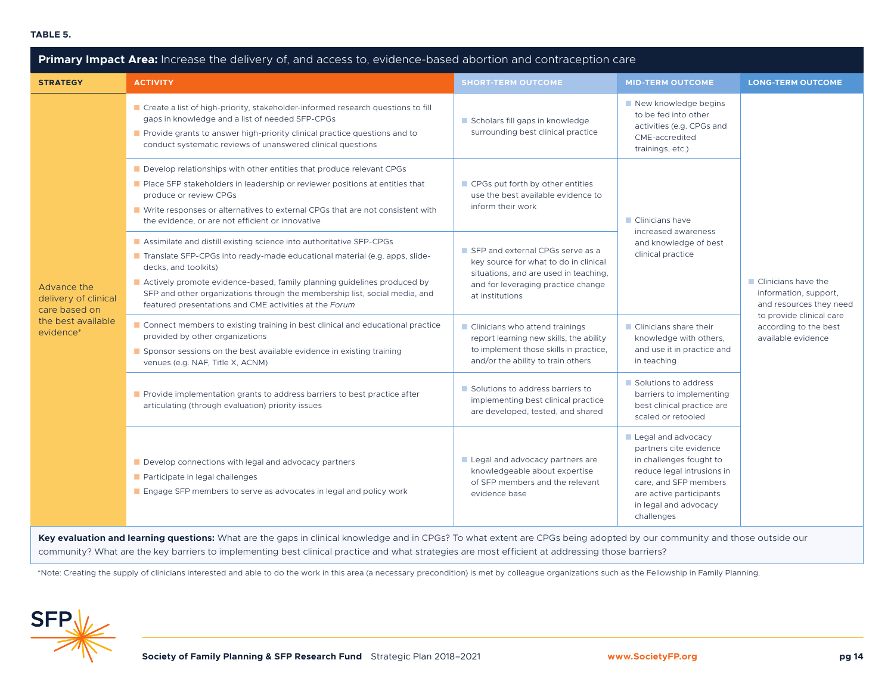**TABLE 5.**

| **Primary Impact Area:** Increase the delivery of, and access to, evidence-based abortion and contraception care | | | | |
|---|---|---|---|---|
| **STRATEGY** | **ACTIVITY** | **SHORT-TERM OUTCOME** | **MID-TERM OUTCOME** | **LONG-TERM OUTCOME** |
| Advance the delivery of clinical care based on the best available evidence* | ■ Create a list of high-priority, stakeholder-informed research questions to fill gaps in knowledge and a list of needed SFP-CPGs<br>■ Provide grants to answer high-priority clinical practice questions and to conduct systematic reviews of unanswered clinical questions | ■ Scholars fill gaps in knowledge surrounding best clinical practice | ■ New knowledge begins to be fed into other activities (e.g. CPGs and CME-accredited trainings, etc.) | ■ Clinicians have the information, support, and resources they need to provide clinical care according to the best available evidence |
| | ■ Develop relationships with other entities that produce relevant CPGs<br>■ Place SFP stakeholders in leadership or reviewer positions at entities that produce or review CPGs<br>■ Write responses or alternatives to external CPGs that are not consistent with the evidence, or are not efficient or innovative | ■ CPGs put forth by other entities use the best available evidence to inform their work | ■ Clinicians have increased awareness and knowledge of best clinical practice | |
| | ■ Assimilate and distill existing science into authoritative SFP-CPGs<br>■ Translate SFP-CPGs into ready-made educational material (e.g. apps, slide-decks, and toolkits)<br>■ Actively promote evidence-based, family planning guidelines produced by SFP and other organizations through the membership list, social media, and featured presentations and CME activities at the *Forum* | ■ SFP and external CPGs serve as a key source for what to do in clinical situations, and are used in teaching, and for leveraging practice change at institutions | | |
| | ■ Connect members to existing training in best clinical and educational practice provided by other organizations<br>■ Sponsor sessions on the best available evidence in existing training venues (e.g. NAF, Title X, ACNM) | ■ Clinicians who attend trainings report learning new skills, the ability to implement those skills in practice, and/or the ability to train others | ■ Clinicians share their knowledge with others, and use it in practice and in teaching | |
| | ■ Provide implementation grants to address barriers to best practice after articulating (through evaluation) priority issues | ■ Solutions to address barriers to implementing best clinical practice are developed, tested, and shared | ■ Solutions to address barriers to implementing best clinical practice are scaled or retooled | |
| | ■ Develop connections with legal and advocacy partners<br>■ Participate in legal challenges<br>■ Engage SFP members to serve as advocates in legal and policy work | ■ Legal and advocacy partners are knowledgeable about expertise of SFP members and the relevant evidence base | ■ Legal and advocacy partners cite evidence in challenges fought to reduce legal intrusions in care, and SFP members are active participants in legal and advocacy challenges | |
| **Key evaluation and learning questions:** What are the gaps in clinical knowledge and in CPGs? To what extent are CPGs being adopted by our community and those outside our community? What are the key barriers to implementing best clinical practice and what strategies are most efficient at addressing those barriers? | | | | |

*Note: Creating the supply of clinicians interested and able to do the work in this area (a necessary precondition) is met by colleague organizations such as the Fellowship in Family Planning.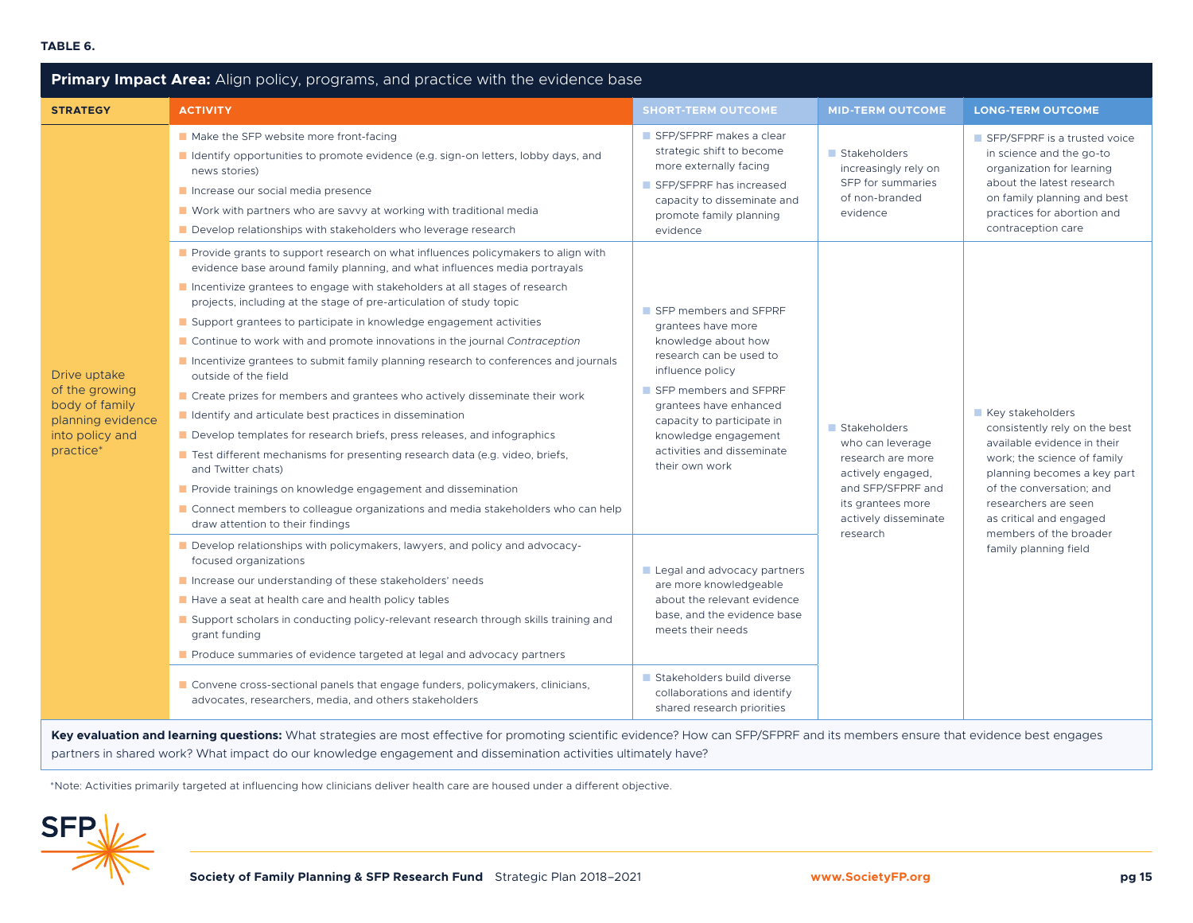**TABLE 6.**

| **Primary Impact Area:** Align policy, programs, and practice with the evidence base | | | | |
|---|---|---|---|---|
| **STRATEGY** | **ACTIVITY** | **SHORT-TERM OUTCOME** | **MID-TERM OUTCOME** | **LONG-TERM OUTCOME** |
| Drive uptake of the growing body of family planning evidence into policy and practice* | ■ Make the SFP website more front-facing<br>■ Identify opportunities to promote evidence (e.g. sign-on letters, lobby days, and news stories)<br>■ Increase our social media presence<br>■ Work with partners who are savvy at working with traditional media<br>■ Develop relationships with stakeholders who leverage research | ■ SFP/SFPRF makes a clear strategic shift to become more externally facing<br>■ SFP/SFPRF has increased capacity to disseminate and promote family planning evidence | ■ Stakeholders increasingly rely on SFP for summaries of non-branded evidence | ■ SFP/SFPRF is a trusted voice in science and the go-to organization for learning about the latest research on family planning and best practices for abortion and contraception care |
| | ■ Provide grants to support research on what influences policymakers to align with evidence base around family planning, and what influences media portrayals<br>■ Incentivize grantees to engage with stakeholders at all stages of research projects, including at the stage of pre-articulation of study topic<br>■ Support grantees to participate in knowledge engagement activities<br>■ Continue to work with and promote innovations in the journal *Contraception*<br>■ Incentivize grantees to submit family planning research to conferences and journals outside of the field<br>■ Create prizes for members and grantees who actively disseminate their work<br>■ Identify and articulate best practices in dissemination<br>■ Develop templates for research briefs, press releases, and infographics<br>■ Test different mechanisms for presenting research data (e.g. video, briefs, and Twitter chats)<br>■ Provide trainings on knowledge engagement and dissemination<br>■ Connect members to colleague organizations and media stakeholders who can help draw attention to their findings | ■ SFP members and SFPRF grantees have more knowledge about how research can be used to influence policy<br>■ SFP members and SFPRF grantees have enhanced capacity to participate in knowledge engagement activities and disseminate their own work | ■ Stakeholders who can leverage research are more actively engaged, and SFP/SFPRF and its grantees more actively disseminate research | ■ Key stakeholders consistently rely on the best available evidence in their work; the science of family planning becomes a key part of the conversation; and researchers are seen as critical and engaged members of the broader family planning field |
| | ■ Develop relationships with policymakers, lawyers, and policy and advocacy-focused organizations<br>■ Increase our understanding of these stakeholders' needs<br>■ Have a seat at health care and health policy tables<br>■ Support scholars in conducting policy-relevant research through skills training and grant funding<br>■ Produce summaries of evidence targeted at legal and advocacy partners | ■ Legal and advocacy partners are more knowledgeable about the relevant evidence base, and the evidence base meets their needs | | |
| | ■ Convene cross-sectional panels that engage funders, policymakers, clinicians, advocates, researchers, media, and others stakeholders | ■ Stakeholders build diverse collaborations and identify shared research priorities | | |

**Key evaluation and learning questions:** What strategies are most effective for promoting scientific evidence? How can SFP/SFPRF and its members ensure that evidence best engages partners in shared work? What impact do our knowledge engagement and dissemination activities ultimately have?

*Note: Activities primarily targeted at influencing how clinicians deliver health care are housed under a different objective.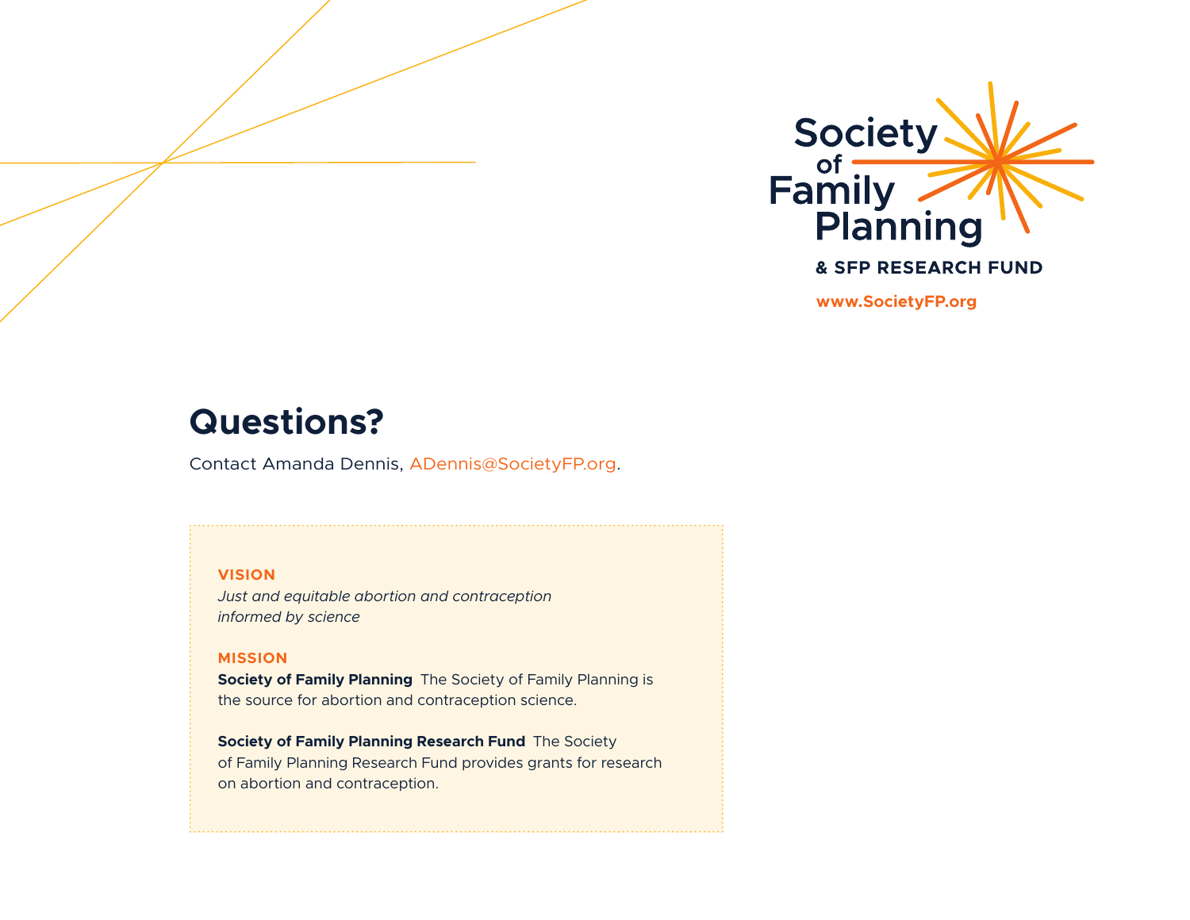Society of Family Planning

& SFP RESEARCH FUND

www.SocietyFP.org

## Questions?

Contact Amanda Dennis, ADennis@SocietyFP.org.

**VISION**

*Just and equitable abortion and contraception informed by science*

**MISSION**

**Society of Family Planning** The Society of Family Planning is the source for abortion and contraception science.

**Society of Family Planning Research Fund** The Society of Family Planning Research Fund provides grants for research on abortion and contraception.